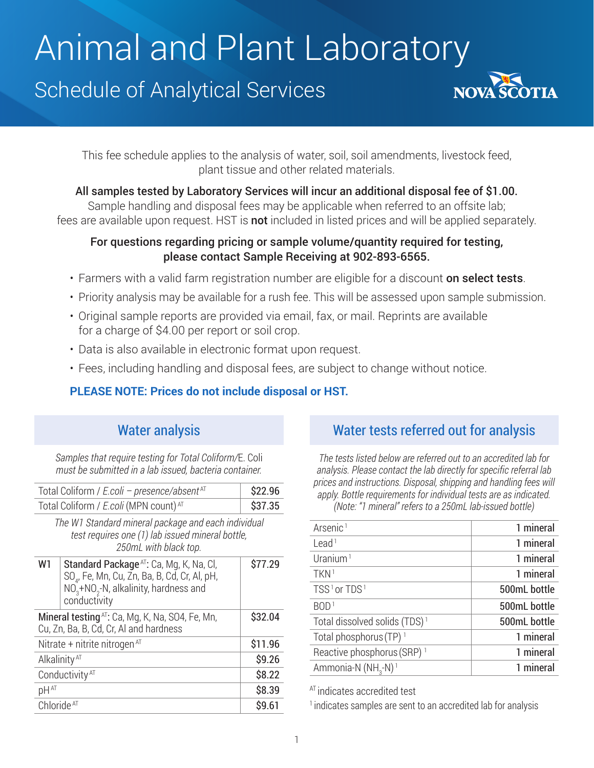# Animal and Plant Laboratory

## Schedule of Analytical Services

NOVA SCOTIA

This fee schedule applies to the analysis of water, soil, soil amendments, livestock feed, plant tissue and other related materials.

**All samples tested by Laboratory Services will incur an additional disposal fee of $1.00.**
Sample handling and disposal fees may be applicable when referred to an offsite lab; fees are available upon request. HST is **not** included in listed prices and will be applied separately.

**For questions regarding pricing or sample volume/quantity required for testing, please contact Sample Receiving at 902-893-6565.**

- Farmers with a valid farm registration number are eligible for a discount **on select tests**.
- Priority analysis may be available for a rush fee. This will be assessed upon sample submission.
- Original sample reports are provided via email, fax, or mail. Reprints are available for a charge of $4.00 per report or soil crop.
- Data is also available in electronic format upon request.
- Fees, including handling and disposal fees, are subject to change without notice.

**PLEASE NOTE: Prices do not include disposal or HST.**

## Water analysis

*Samples that require testing for Total Coliform/*E. Coli *must be submitted in a lab issued, bacteria container.*

| Test | Price |
|---|---|
| Total Coliform / *E.coli – presence/absent* [AT] | $22.96 |
| Total Coliform / *E.coli* (MPN count) [AT] | $37.35 |

*The W1 Standard mineral package and each individual test requires one (1) lab issued mineral bottle, 250mL with black top.*

| Test | Price |
|---|---|
| W1 **Standard Package** [AT]: Ca, Mg, K, Na, Cl, $SO_4$, Fe, Mn, Cu, Zn, Ba, B, Cd, Cr, Al, pH, $NO_3$+$NO_2$-N, alkalinity, hardness and conductivity | $77.29 |
| **Mineral testing** [AT]: Ca, Mg, K, Na, SO4, Fe, Mn, Cu, Zn, Ba, B, Cd, Cr, Al and hardness | $32.04 |
| Nitrate + nitrite nitrogen [AT] | $11.96 |
| Alkalinity [AT] | $9.26 |
| Conductivity [AT] | $8.22 |
| pH [AT] | $8.39 |
| Chloride [AT] | $9.61 |

## Water tests referred out for analysis

*The tests listed below are referred out to an accredited lab for analysis. Please contact the lab directly for specific referral lab prices and instructions. Disposal, shipping and handling fees will apply. Bottle requirements for individual tests are as indicated. (Note: "1 mineral" refers to a 250mL lab-issued bottle)*

| Test | Bottle |
|---|---|
| Arsenic [1] | 1 mineral |
| Lead [1] | 1 mineral |
| Uranium [1] | 1 mineral |
| TKN [1] | 1 mineral |
| TSS [1] or TDS [1] | 500mL bottle |
| BOD [1] | 500mL bottle |
| Total dissolved solids (TDS) [1] | 500mL bottle |
| Total phosphorus (TP) [1] | 1 mineral |
| Reactive phosphorus (SRP) [1] | 1 mineral |
| Ammonia-N ($NH_3$-N) [1] | 1 mineral |

[AT] indicates accredited test

[1] indicates samples are sent to an accredited lab for analysis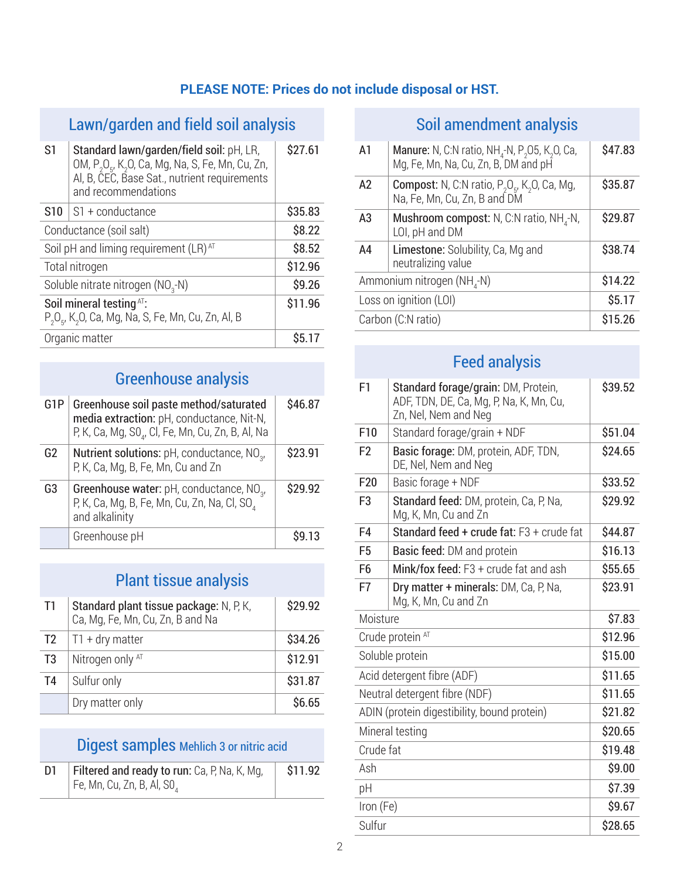**PLEASE NOTE: Prices do not include disposal or HST.**

## Lawn/garden and field soil analysis

| Code | Analysis | Price |
|---|---|---|
| S1 | **Standard lawn/garden/field soil:** pH, LR, OM, $P_2O_5$, $K_2O$, Ca, Mg, Na, S, Fe, Mn, Cu, Zn, Al, B, CEC, Base Sat., nutrient requirements and recommendations | $27.61 |
| S10 | S1 + conductance | $35.83 |
| | Conductance (soil salt) | $8.22 |
| | Soil pH and liming requirement (LR) [AT] | $8.52 |
| | Total nitrogen | $12.96 |
| | Soluble nitrate nitrogen ($NO_3$-N) | $9.26 |
| | **Soil mineral testing** [AT]: $P_2O_5$, $K_2O$, Ca, Mg, Na, S, Fe, Mn, Cu, Zn, Al, B | $11.96 |
| | Organic matter | $5.17 |

## Greenhouse analysis

| Code | Analysis | Price |
|---|---|---|
| G1P | **Greenhouse soil paste method/saturated media extraction:** pH, conductance, Nit-N, P, K, Ca, Mg, $SO_4$, Cl, Fe, Mn, Cu, Zn, B, Al, Na | $46.87 |
| G2 | **Nutrient solutions:** pH, conductance, $NO_3$, P, K, Ca, Mg, B, Fe, Mn, Cu and Zn | $23.91 |
| G3 | **Greenhouse water:** pH, conductance, $NO_3$, P, K, Ca, Mg, B, Fe, Mn, Cu, Zn, Na, Cl, $SO_4$ and alkalinity | $29.92 |
| | Greenhouse pH | $9.13 |

## Plant tissue analysis

| Code | Analysis | Price |
|---|---|---|
| T1 | **Standard plant tissue package:** N, P, K, Ca, Mg, Fe, Mn, Cu, Zn, B and Na | $29.92 |
| T2 | T1 + dry matter | $34.26 |
| T3 | Nitrogen only [AT] | $12.91 |
| T4 | Sulfur only | $31.87 |
| | Dry matter only | $6.65 |

## Digest samples Mehlich 3 or nitric acid

| Code | Analysis | Price |
|---|---|---|
| D1 | **Filtered and ready to run:** Ca, P, Na, K, Mg, Fe, Mn, Cu, Zn, B, Al, $SO_4$ | $11.92 |

## Soil amendment analysis

| Code | Analysis | Price |
|---|---|---|
| A1 | **Manure:** N, C:N ratio, $NH_4$-N, $P_2O5$, $K_2O$, Ca, Mg, Fe, Mn, Na, Cu, Zn, B, DM and pH | $47.83 |
| A2 | **Compost:** N, C:N ratio, $P_2O_5$, $K_2O$, Ca, Mg, Na, Fe, Mn, Cu, Zn, B and DM | $35.87 |
| A3 | **Mushroom compost:** N, C:N ratio, $NH_4$-N, LOI, pH and DM | $29.87 |
| A4 | **Limestone:** Solubility, Ca, Mg and neutralizing value | $38.74 |
| | Ammonium nitrogen ($NH_4$-N) | $14.22 |
| | Loss on ignition (LOI) | $5.17 |
| | Carbon (C:N ratio) | $15.26 |

## Feed analysis

| Code | Analysis | Price |
|---|---|---|
| F1 | **Standard forage/grain:** DM, Protein, ADF, TDN, DE, Ca, Mg, P, Na, K, Mn, Cu, Zn, Nel, Nem and Neg | $39.52 |
| F10 | Standard forage/grain + NDF | $51.04 |
| F2 | **Basic forage:** DM, protein, ADF, TDN, DE, Nel, Nem and Neg | $24.65 |
| F20 | Basic forage + NDF | $33.52 |
| F3 | **Standard feed:** DM, protein, Ca, P, Na, Mg, K, Mn, Cu and Zn | $29.92 |
| F4 | **Standard feed + crude fat:** F3 + crude fat | $44.87 |
| F5 | **Basic feed:** DM and protein | $16.13 |
| F6 | **Mink/fox feed:** F3 + crude fat and ash | $55.65 |
| F7 | **Dry matter + minerals:** DM, Ca, P, Na, Mg, K, Mn, Cu and Zn | $23.91 |
| | Moisture | $7.83 |
| | Crude protein [AT] | $12.96 |
| | Soluble protein | $15.00 |
| | Acid detergent fibre (ADF) | $11.65 |
| | Neutral detergent fibre (NDF) | $11.65 |
| | ADIN (protein digestibility, bound protein) | $21.82 |
| | Mineral testing | $20.65 |
| | Crude fat | $19.48 |
| | Ash | $9.00 |
| | pH | $7.39 |
| | Iron (Fe) | $9.67 |
| | Sulfur | $28.65 |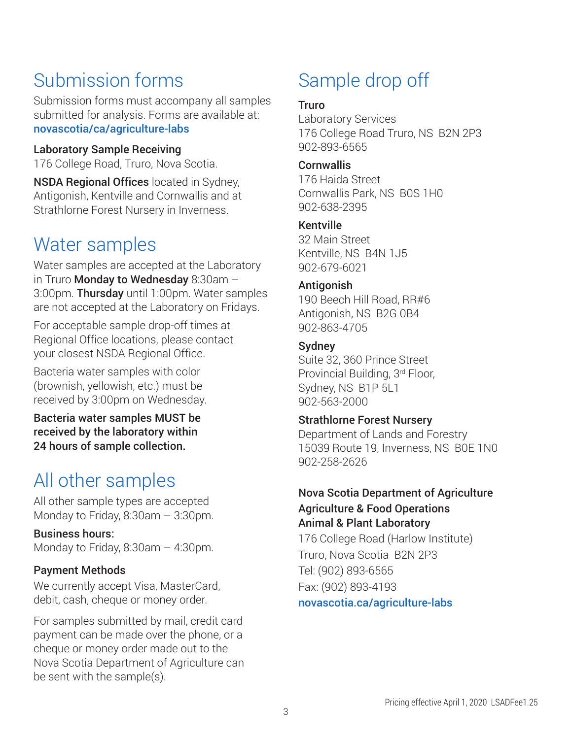## Submission forms

Submission forms must accompany all samples submitted for analysis. Forms are available at: **novascotia/ca/agriculture-labs**

**Laboratory Sample Receiving**
176 College Road, Truro, Nova Scotia.

**NSDA Regional Offices** located in Sydney, Antigonish, Kentville and Cornwallis and at Strathlorne Forest Nursery in Inverness.

## Water samples

Water samples are accepted at the Laboratory in Truro **Monday to Wednesday** 8:30am – 3:00pm. **Thursday** until 1:00pm. Water samples are not accepted at the Laboratory on Fridays.

For acceptable sample drop-off times at Regional Office locations, please contact your closest NSDA Regional Office.

Bacteria water samples with color (brownish, yellowish, etc.) must be received by 3:00pm on Wednesday.

**Bacteria water samples MUST be received by the laboratory within 24 hours of sample collection.**

## All other samples

All other sample types are accepted Monday to Friday, 8:30am – 3:30pm.

**Business hours:**
Monday to Friday, 8:30am – 4:30pm.

**Payment Methods**
We currently accept Visa, MasterCard, debit, cash, cheque or money order.

For samples submitted by mail, credit card payment can be made over the phone, or a cheque or money order made out to the Nova Scotia Department of Agriculture can be sent with the sample(s).

## Sample drop off

**Truro**
Laboratory Services
176 College Road Truro, NS B2N 2P3
902-893-6565

**Cornwallis**
176 Haida Street
Cornwallis Park, NS B0S 1H0
902-638-2395

**Kentville**
32 Main Street
Kentville, NS B4N 1J5
902-679-6021

**Antigonish**
190 Beech Hill Road, RR#6
Antigonish, NS B2G 0B4
902-863-4705

**Sydney**
Suite 32, 360 Prince Street
Provincial Building, 3rd Floor,
Sydney, NS B1P 5L1
902-563-2000

**Strathlorne Forest Nursery**
Department of Lands and Forestry
15039 Route 19, Inverness, NS B0E 1N0
902-258-2626

**Nova Scotia Department of Agriculture**
**Agriculture & Food Operations**
**Animal & Plant Laboratory**
176 College Road (Harlow Institute)
Truro, Nova Scotia B2N 2P3
Tel: (902) 893-6565
Fax: (902) 893-4193
**novascotia.ca/agriculture-labs**

Pricing effective April 1, 2020 LSADFee1.25